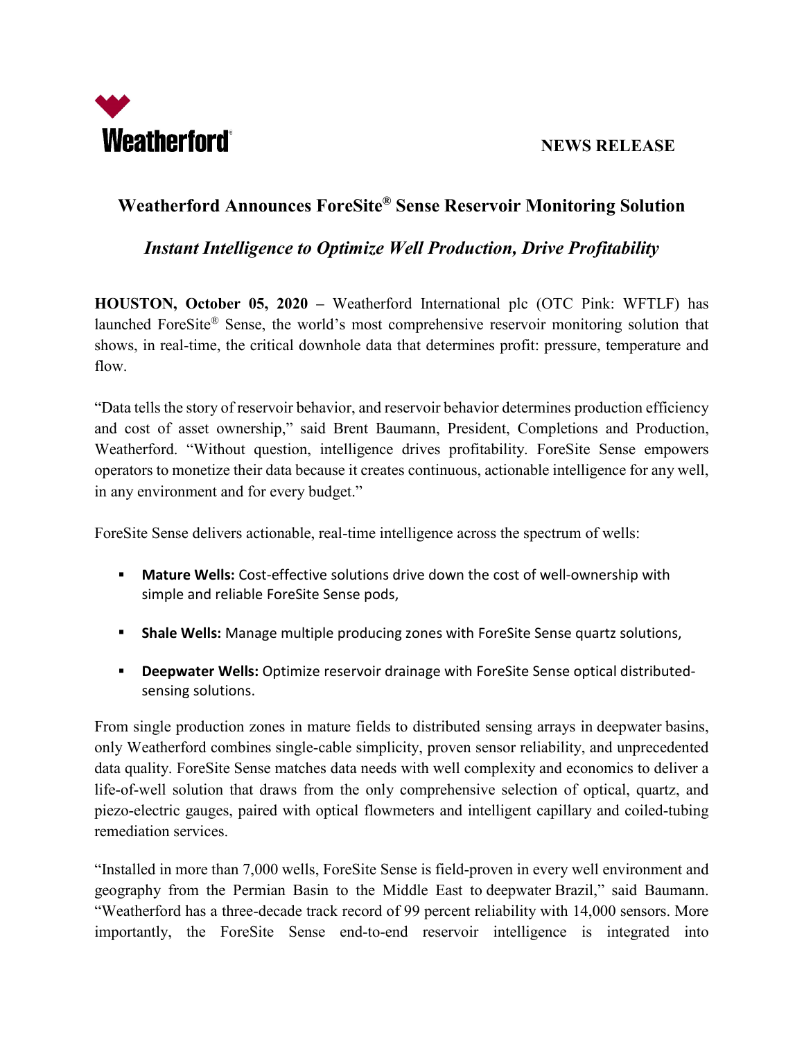Weatherford

**NEWS RELEASE**

# Weatherford Announces ForeSite® Sense Reservoir Monitoring Solution

## *Instant Intelligence to Optimize Well Production, Drive Profitability*

**HOUSTON, October 05, 2020 –** Weatherford International plc (OTC Pink: WFTLF) has launched ForeSite® Sense, the world's most comprehensive reservoir monitoring solution that shows, in real-time, the critical downhole data that determines profit: pressure, temperature and flow.

"Data tells the story of reservoir behavior, and reservoir behavior determines production efficiency and cost of asset ownership," said Brent Baumann, President, Completions and Production, Weatherford. "Without question, intelligence drives profitability. ForeSite Sense empowers operators to monetize their data because it creates continuous, actionable intelligence for any well, in any environment and for every budget."

ForeSite Sense delivers actionable, real-time intelligence across the spectrum of wells:

- **Mature Wells:** Cost-effective solutions drive down the cost of well-ownership with simple and reliable ForeSite Sense pods,
- **Shale Wells:** Manage multiple producing zones with ForeSite Sense quartz solutions,
- **Deepwater Wells:** Optimize reservoir drainage with ForeSite Sense optical distributed-sensing solutions.

From single production zones in mature fields to distributed sensing arrays in deepwater basins, only Weatherford combines single-cable simplicity, proven sensor reliability, and unprecedented data quality. ForeSite Sense matches data needs with well complexity and economics to deliver a life-of-well solution that draws from the only comprehensive selection of optical, quartz, and piezo-electric gauges, paired with optical flowmeters and intelligent capillary and coiled-tubing remediation services.

"Installed in more than 7,000 wells, ForeSite Sense is field-proven in every well environment and geography from the Permian Basin to the Middle East to deepwater Brazil," said Baumann. "Weatherford has a three-decade track record of 99 percent reliability with 14,000 sensors. More importantly, the ForeSite Sense end-to-end reservoir intelligence is integrated into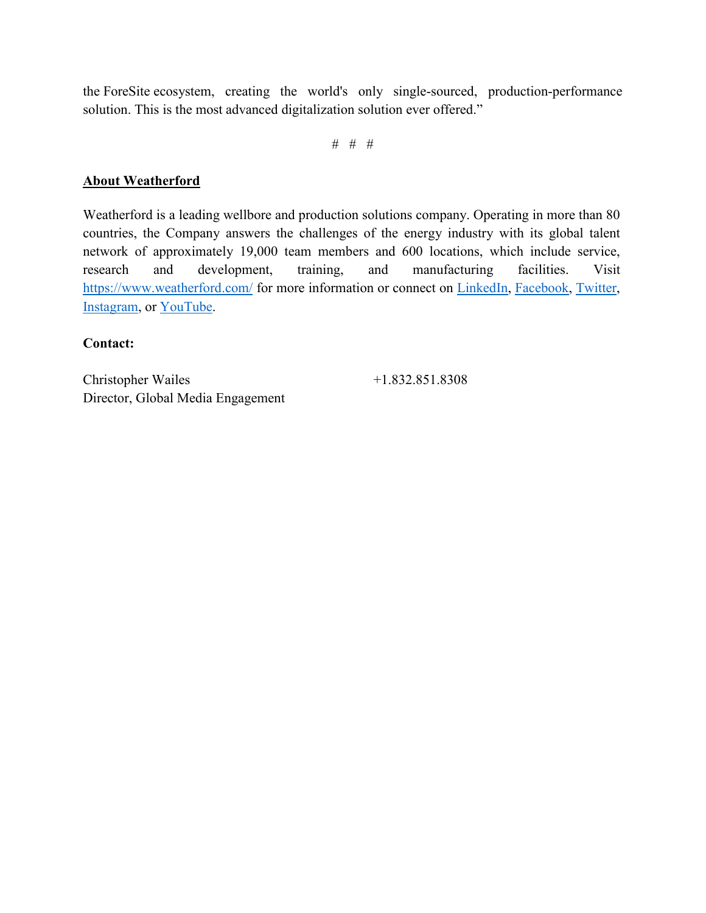the ForeSite ecosystem, creating the world's only single-sourced, production-performance solution. This is the most advanced digitalization solution ever offered."

# # #

**About Weatherford**

Weatherford is a leading wellbore and production solutions company. Operating in more than 80 countries, the Company answers the challenges of the energy industry with its global talent network of approximately 19,000 team members and 600 locations, which include service, research and development, training, and manufacturing facilities. Visit https://www.weatherford.com/ for more information or connect on LinkedIn, Facebook, Twitter, Instagram, or YouTube.

**Contact:**

Christopher Wailes +1.832.851.8308
Director, Global Media Engagement